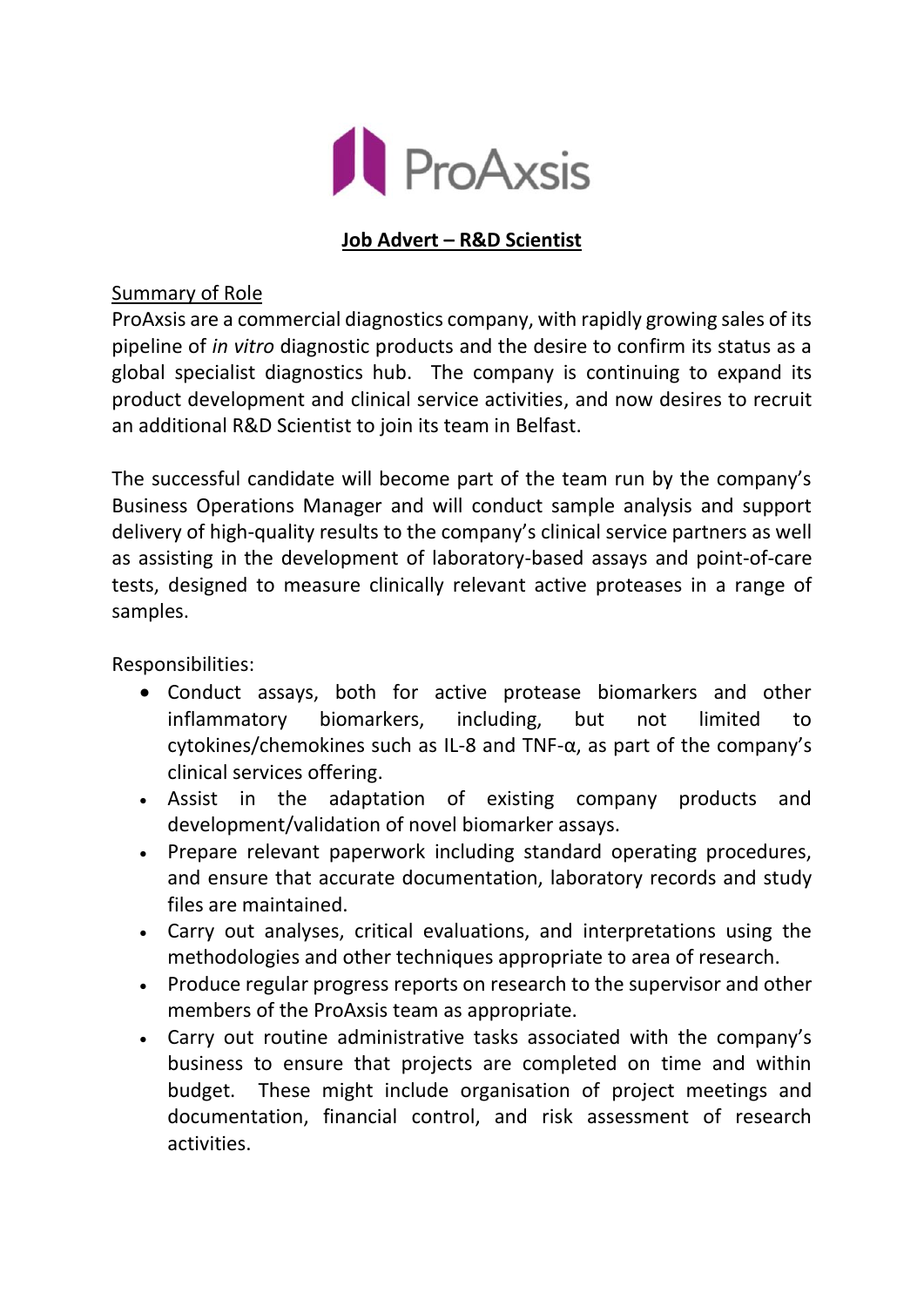ProAxsis

# Job Advert – R&D Scientist

## Summary of Role

ProAxsis are a commercial diagnostics company, with rapidly growing sales of its pipeline of *in vitro* diagnostic products and the desire to confirm its status as a global specialist diagnostics hub. The company is continuing to expand its product development and clinical service activities, and now desires to recruit an additional R&D Scientist to join its team in Belfast.

The successful candidate will become part of the team run by the company's Business Operations Manager and will conduct sample analysis and support delivery of high-quality results to the company's clinical service partners as well as assisting in the development of laboratory-based assays and point-of-care tests, designed to measure clinically relevant active proteases in a range of samples.

Responsibilities:

- Conduct assays, both for active protease biomarkers and other inflammatory biomarkers, including, but not limited to cytokines/chemokines such as IL-8 and TNF-α, as part of the company's clinical services offering.
- Assist in the adaptation of existing company products and development/validation of novel biomarker assays.
- Prepare relevant paperwork including standard operating procedures, and ensure that accurate documentation, laboratory records and study files are maintained.
- Carry out analyses, critical evaluations, and interpretations using the methodologies and other techniques appropriate to area of research.
- Produce regular progress reports on research to the supervisor and other members of the ProAxsis team as appropriate.
- Carry out routine administrative tasks associated with the company's business to ensure that projects are completed on time and within budget. These might include organisation of project meetings and documentation, financial control, and risk assessment of research activities.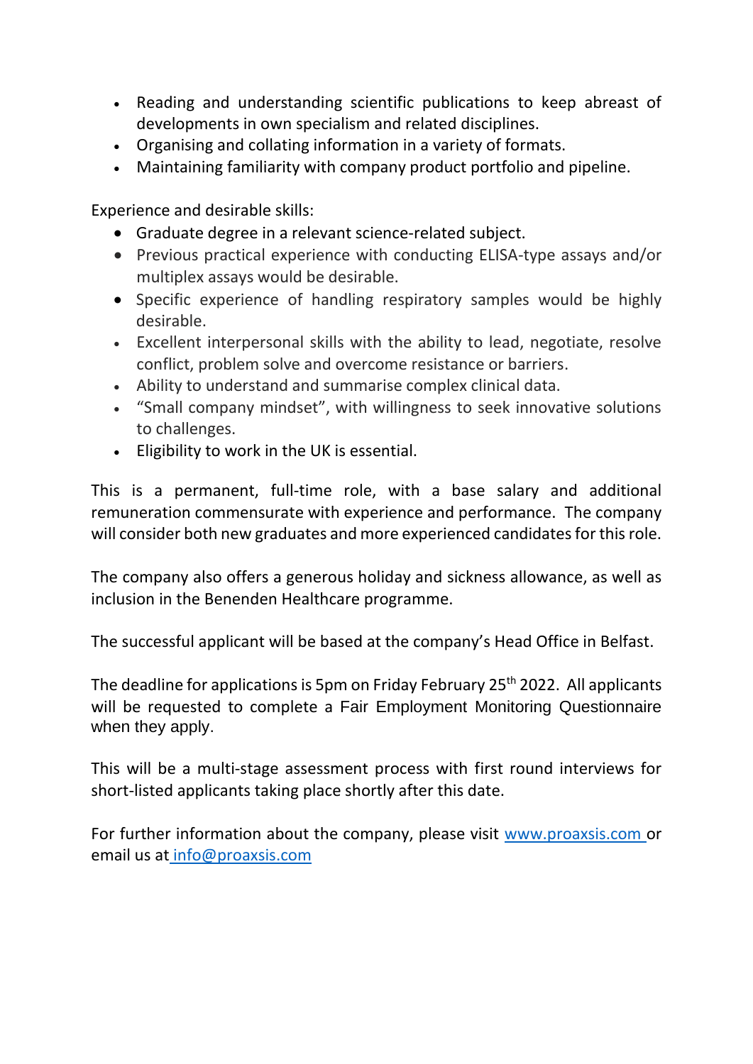- Reading and understanding scientific publications to keep abreast of developments in own specialism and related disciplines.
- Organising and collating information in a variety of formats.
- Maintaining familiarity with company product portfolio and pipeline.

Experience and desirable skills:

- Graduate degree in a relevant science-related subject.
- Previous practical experience with conducting ELISA-type assays and/or multiplex assays would be desirable.
- Specific experience of handling respiratory samples would be highly desirable.
- Excellent interpersonal skills with the ability to lead, negotiate, resolve conflict, problem solve and overcome resistance or barriers.
- Ability to understand and summarise complex clinical data.
- "Small company mindset", with willingness to seek innovative solutions to challenges.
- Eligibility to work in the UK is essential.

This is a permanent, full-time role, with a base salary and additional remuneration commensurate with experience and performance. The company will consider both new graduates and more experienced candidates for this role.

The company also offers a generous holiday and sickness allowance, as well as inclusion in the Benenden Healthcare programme.

The successful applicant will be based at the company's Head Office in Belfast.

The deadline for applications is 5pm on Friday February 25th 2022. All applicants will be requested to complete a Fair Employment Monitoring Questionnaire when they apply.

This will be a multi-stage assessment process with first round interviews for short-listed applicants taking place shortly after this date.

For further information about the company, please visit www.proaxsis.com or email us at info@proaxsis.com